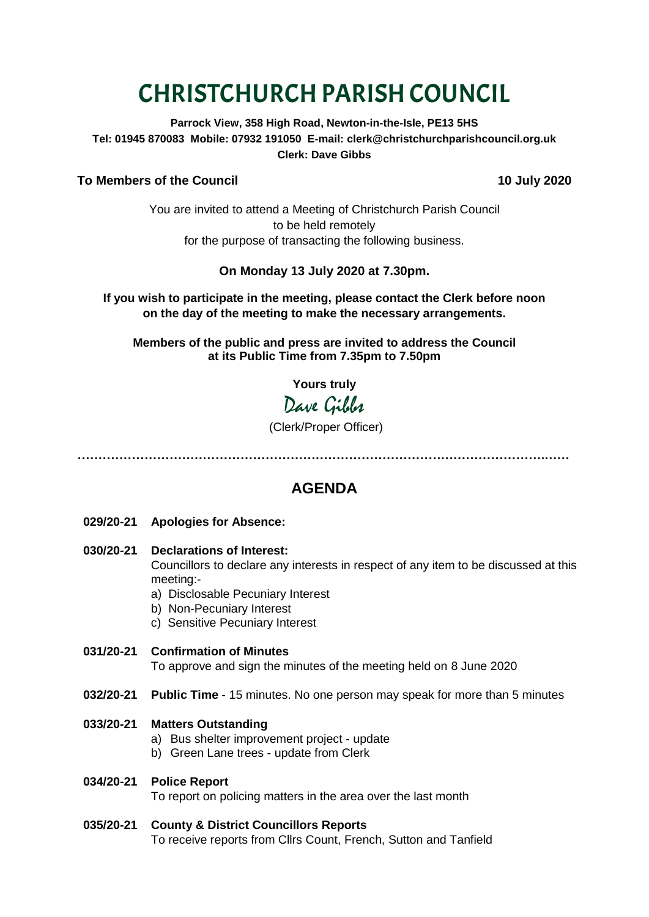# CHRISTCHURCH PARISH COUNCIL

**Parrock View, 358 High Road, Newton-in-the-Isle, PE13 5HS**
**Tel: 01945 870083 Mobile: 07932 191050 E-mail: clerk@christchurchparishcouncil.org.uk**
**Clerk: Dave Gibbs**

**To Members of the Council** **10 July 2020**

You are invited to attend a Meeting of Christchurch Parish Council
to be held remotely
for the purpose of transacting the following business.

**On Monday 13 July 2020 at 7.30pm.**

**If you wish to participate in the meeting, please contact the Clerk before noon on the day of the meeting to make the necessary arrangements.**

**Members of the public and press are invited to address the Council at its Public Time from 7.35pm to 7.50pm**

**Yours truly**

Dave Gibbs

(Clerk/Proper Officer)

---

## AGENDA

**029/20-21 Apologies for Absence:**

**030/20-21 Declarations of Interest:**
Councillors to declare any interests in respect of any item to be discussed at this meeting:-
a) Disclosable Pecuniary Interest
b) Non-Pecuniary Interest
c) Sensitive Pecuniary Interest

**031/20-21 Confirmation of Minutes**
To approve and sign the minutes of the meeting held on 8 June 2020

**032/20-21 Public Time** - 15 minutes. No one person may speak for more than 5 minutes

**033/20-21 Matters Outstanding**
a) Bus shelter improvement project - update
b) Green Lane trees - update from Clerk

**034/20-21 Police Report**
To report on policing matters in the area over the last month

**035/20-21 County & District Councillors Reports**
To receive reports from Cllrs Count, French, Sutton and Tanfield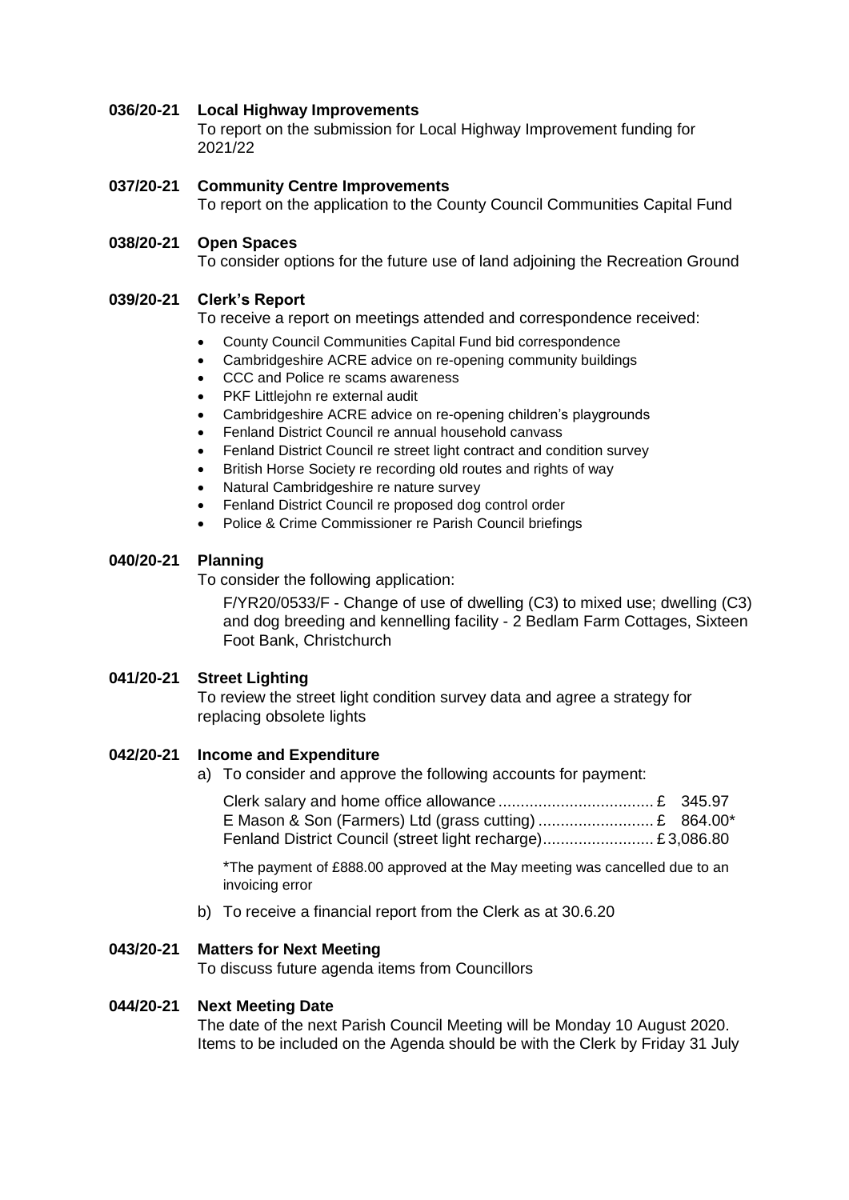**036/20-21 Local Highway Improvements**

To report on the submission for Local Highway Improvement funding for 2021/22

**037/20-21 Community Centre Improvements**

To report on the application to the County Council Communities Capital Fund

**038/20-21 Open Spaces**

To consider options for the future use of land adjoining the Recreation Ground

**039/20-21 Clerk's Report**

To receive a report on meetings attended and correspondence received:

- County Council Communities Capital Fund bid correspondence
- Cambridgeshire ACRE advice on re-opening community buildings
- CCC and Police re scams awareness
- PKF Littlejohn re external audit
- Cambridgeshire ACRE advice on re-opening children's playgrounds
- Fenland District Council re annual household canvass
- Fenland District Council re street light contract and condition survey
- British Horse Society re recording old routes and rights of way
- Natural Cambridgeshire re nature survey
- Fenland District Council re proposed dog control order
- Police & Crime Commissioner re Parish Council briefings

**040/20-21 Planning**

To consider the following application:

F/YR20/0533/F - Change of use of dwelling (C3) to mixed use; dwelling (C3) and dog breeding and kennelling facility - 2 Bedlam Farm Cottages, Sixteen Foot Bank, Christchurch

**041/20-21 Street Lighting**

To review the street light condition survey data and agree a strategy for replacing obsolete lights

**042/20-21 Income and Expenditure**

a) To consider and approve the following accounts for payment:

| | |
|---|---|
| Clerk salary and home office allowance | £ 345.97 |
| E Mason & Son (Farmers) Ltd (grass cutting) | £ 864.00* |
| Fenland District Council (street light recharge) | £ 3,086.80 |

*The payment of £888.00 approved at the May meeting was cancelled due to an invoicing error

b) To receive a financial report from the Clerk as at 30.6.20

**043/20-21 Matters for Next Meeting**

To discuss future agenda items from Councillors

**044/20-21 Next Meeting Date**

The date of the next Parish Council Meeting will be Monday 10 August 2020. Items to be included on the Agenda should be with the Clerk by Friday 31 July